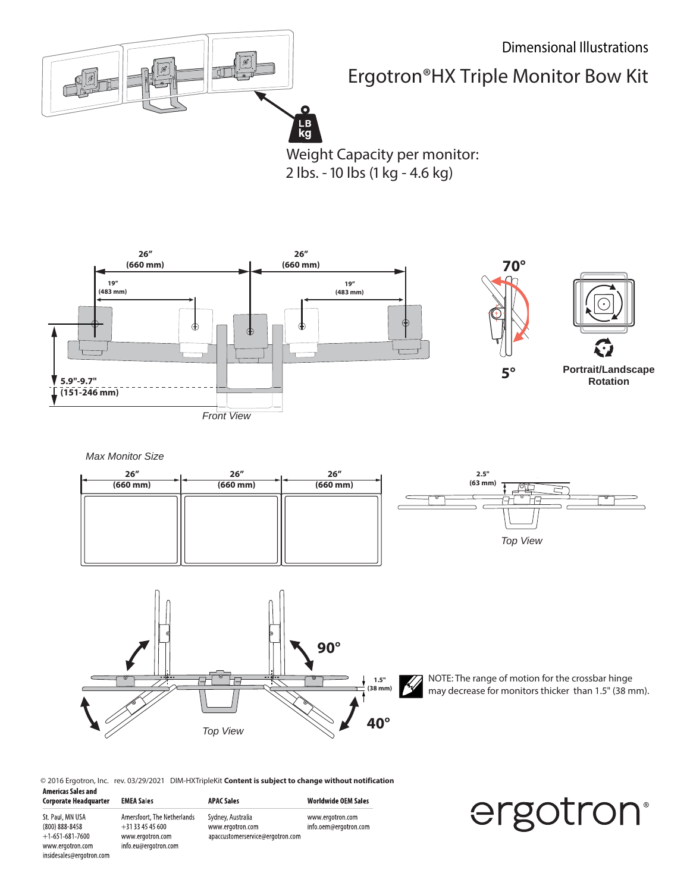Dimensional Illustrations

# Ergotron®HX Triple Monitor Bow Kit

Weight Capacity per monitor:
2 lbs. - 10 lbs (1 kg - 4.6 kg)

26″ (660 mm)

26″ (660 mm)

19″ (483 mm)

19″ (483 mm)

5.9"-9.7" (151-246 mm)

*Front View*

70°

5°

**Portrait/Landscape Rotation**

*Max Monitor Size*

26″ (660 mm) | 26″ (660 mm) | 26″ (660 mm)

2.5" (63 mm)

*Top View*

90°

40°

1.5" (38 mm)

*Top View*

NOTE: The range of motion for the crossbar hinge may decrease for monitors thicker than 1.5" (38 mm).

© 2016 Ergotron, Inc. rev. 03/29/2021 DIM-HXTripleKit **Content is subject to change without notification**

| Americas Sales and Corporate Headquarter | EMEA Sales | APAC Sales | Worldwide OEM Sales |
|---|---|---|---|
| St. Paul, MN USA<br>(800) 888-8458<br>+1-651-681-7600<br>www.ergotron.com<br>insidesales@ergotron.com | Amersfoort, The Netherlands<br>+31 33 45 45 600<br>www.ergotron.com<br>info.eu@ergotron.com | Sydney, Australia<br>www.ergotron.com<br>apaccustomerservice@ergotron.com | www.ergotron.com<br>info.oem@ergotron.com |

ergotron®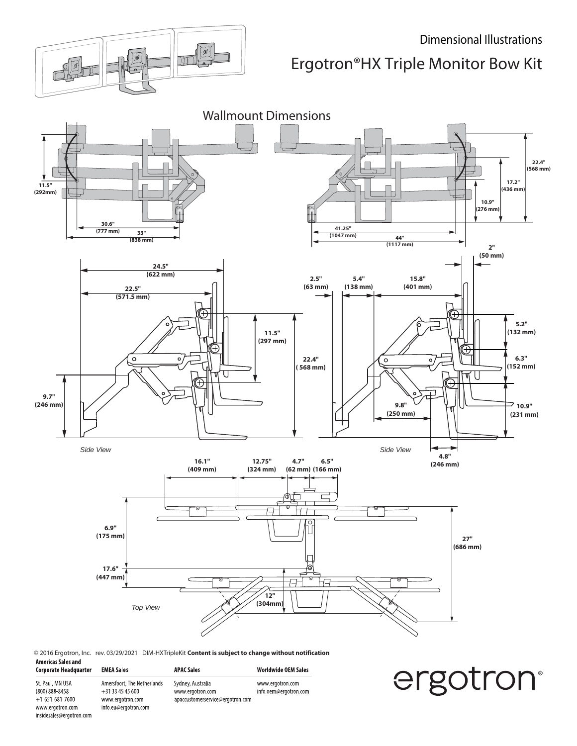Dimensional Illustrations

# Ergotron® HX Triple Monitor Bow Kit

## Wallmount Dimensions

11.5" (292mm)

30.6" (777 mm)

33" (838 mm)

41.25" (1047 mm)

44" (1117 mm)

22.4" (568 mm)

17.2" (436 mm)

10.9" (276 mm)

24.5" (622 mm)

22.5" (571.5 mm)

11.5" (297 mm)

22.4" ( 568 mm)

9.7" (246 mm)

*Side View*

2" (50 mm)

2.5" (63 mm)

5.4" (138 mm)

15.8" (401 mm)

5.2" (132 mm)

6.3" (152 mm)

9.8" (250 mm)

10.9" (231 mm)

*Side View*

4.8" (246 mm)

16.1" (409 mm)

12.75" (324 mm)

4.7" (62 mm)

6.5" (166 mm)

6.9" (175 mm)

27" (686 mm)

17.6" (447 mm)

12" (304mm)

*Top View*

© 2016 Ergotron, Inc. rev. 03/29/2021 DIM-HXTripleKit **Content is subject to change without notification**

**Americas Sales and Corporate Headquarter**
St. Paul, MN USA
(800) 888-8458
+1-651-681-7600
www.ergotron.com
insidesales@ergotron.com

**EMEA Sales**
Amersfoort, The Netherlands
+31 33 45 45 600
www.ergotron.com
info.eu@ergotron.com

**APAC Sales**
Sydney, Australia
www.ergotron.com
apaccustomerservice@ergotron.com

**Worldwide OEM Sales**
www.ergotron.com
info.oem@ergotron.com

ergotron®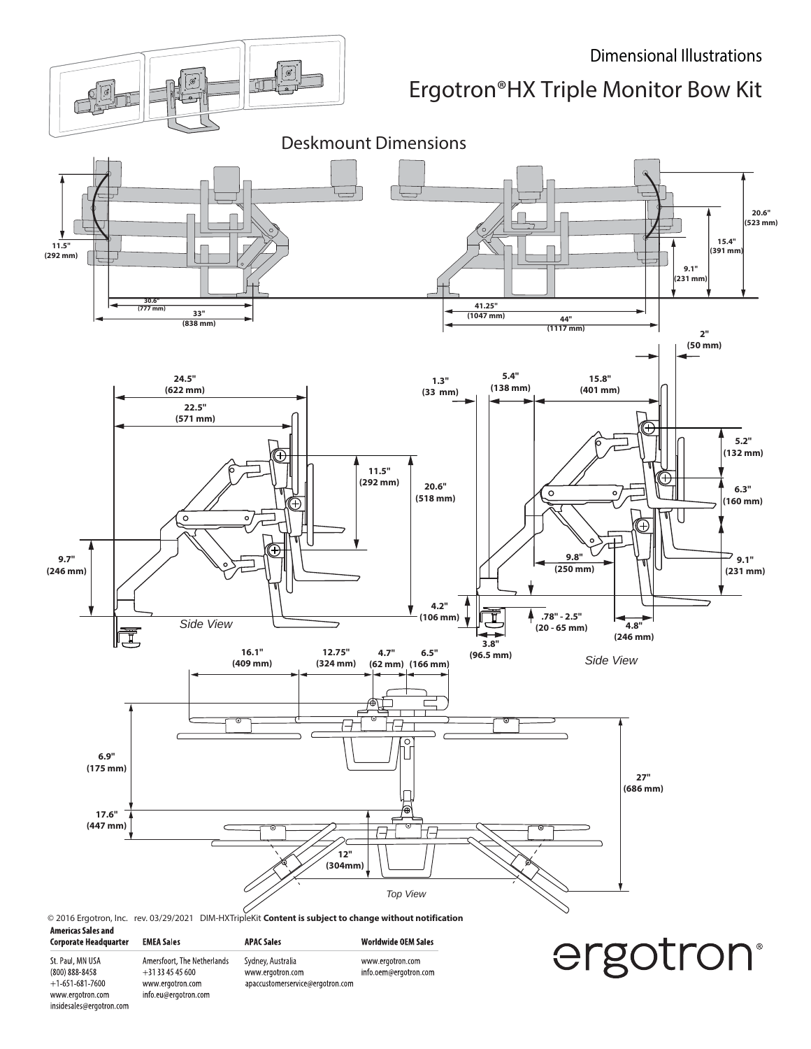Dimensional Illustrations

# Ergotron®HX Triple Monitor Bow Kit

## Deskmount Dimensions

11.5"
(292 mm)

30.6"
(777 mm)

33"
(838 mm)

41.25"
(1047 mm)

44"
(1117 mm)

20.6"
(523 mm)

15.4"
(391 mm)

9.1"
(231 mm)

2"
(50 mm)

24.5"
(622 mm)

22.5"
(571 mm)

11.5"
(292 mm)

20.6"
(518 mm)

9.7"
(246 mm)

*Side View*

1.3"
(33 mm)

5.4"
(138 mm)

15.8"
(401 mm)

5.2"
(132 mm)

6.3"
(160 mm)

9.8"
(250 mm)

9.1"
(231 mm)

4.2"
(106 mm)

.78" - 2.5"
(20 - 65 mm)

4.8"
(246 mm)

3.8"
(96.5 mm)

*Side View*

16.1"
(409 mm)

12.75"
(324 mm)

4.7"
(62 mm)

6.5"
(166 mm)

6.9"
(175 mm)

27"
(686 mm)

17.6"
(447 mm)

12"
(304mm)

*Top View*

© 2016 Ergotron, Inc. rev. 03/29/2021 DIM-HXTripleKit **Content is subject to change without notification**

**Americas Sales and Corporate Headquarter**
St. Paul, MN USA
(800) 888-8458
+1-651-681-7600
www.ergotron.com
insidesales@ergotron.com

**EMEA Sales**
Amersfoort, The Netherlands
+31 33 45 45 600
www.ergotron.com
info.eu@ergotron.com

**APAC Sales**
Sydney, Australia
www.ergotron.com
apaccustomerservice@ergotron.com

**Worldwide OEM Sales**
www.ergotron.com
info.oem@ergotron.com

ergotron®